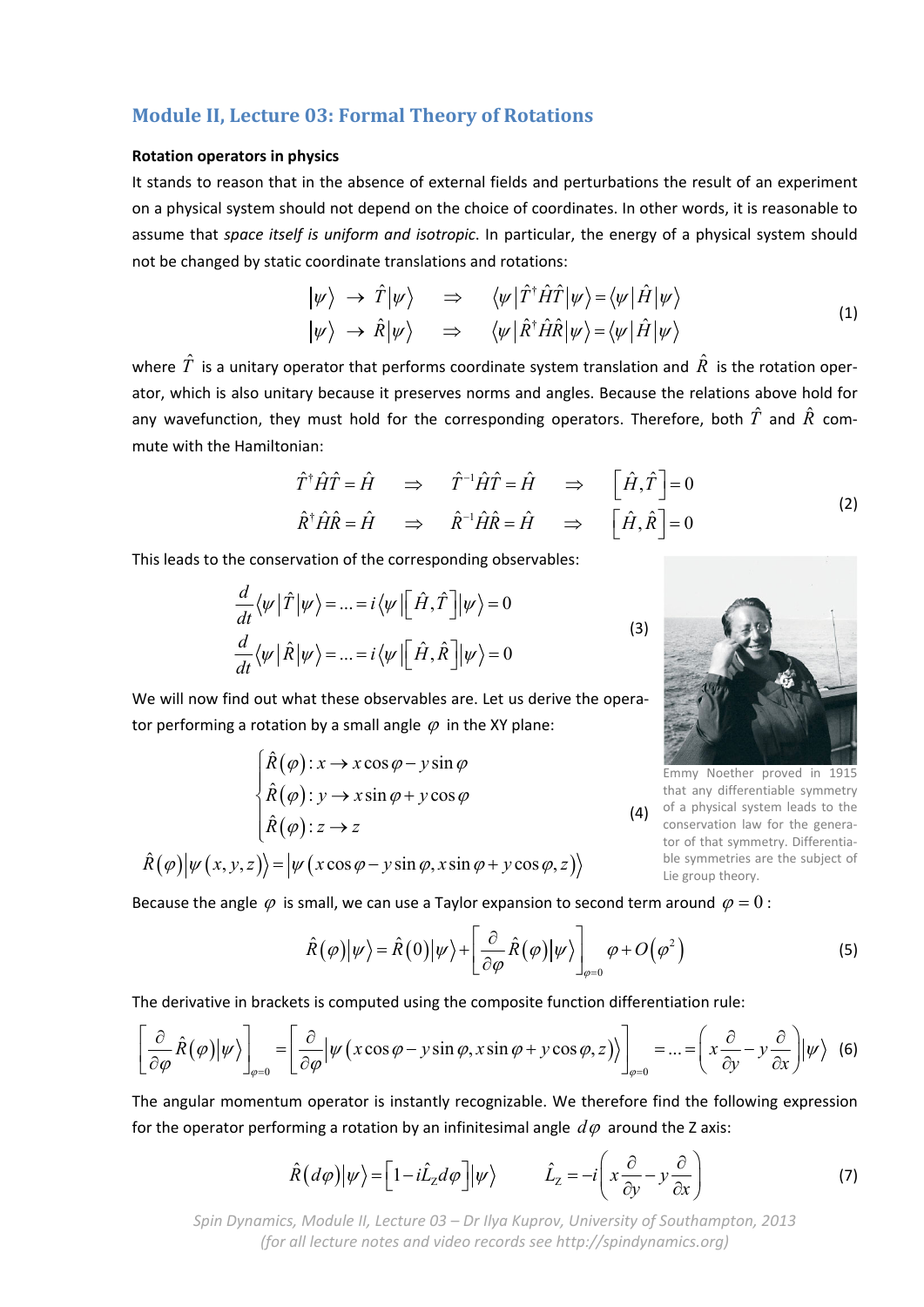## Module II, Lecture 03: Formal Theory of Rotations

### Rotation operators in physics

It stands to reason that in the absence of external fields and perturbations the result of an experiment on a physical system should not depend on the choice of coordinates. In other words, it is reasonable to assume that *space itself is uniform and isotropic*. In particular, the energy of a physical system should not be changed by static coordinate translations and rotations:

$$
\begin{array}{lll}
|\psi\rangle \to \hat{T}|\psi\rangle & \Rightarrow & \langle\psi|\hat{T}^{\dagger}\hat{H}\hat{T}|\psi\rangle = \langle\psi|\hat{H}|\psi\rangle \\
|\psi\rangle \to \hat{R}|\psi\rangle & \Rightarrow & \langle\psi|\hat{R}^{\dagger}\hat{H}\hat{R}|\psi\rangle = \langle\psi|\hat{H}|\psi\rangle
\end{array}
\tag{1}
$$

where $\hat{T}$ is a unitary operator that performs coordinate system translation and $\hat{R}$ is the rotation operator, which is also unitary because it preserves norms and angles. Because the relations above hold for any wavefunction, they must hold for the corresponding operators. Therefore, both $\hat{T}$ and $\hat{R}$ commute with the Hamiltonian:

$$
\begin{array}{lllll}
\hat{T}^{\dagger}\hat{H}\hat{T} = \hat{H} & \Rightarrow & \hat{T}^{-1}\hat{H}\hat{T} = \hat{H} & \Rightarrow & \left[\hat{H},\hat{T}\right] = 0 \\
\hat{R}^{\dagger}\hat{H}\hat{R} = \hat{H} & \Rightarrow & \hat{R}^{-1}\hat{H}\hat{R} = \hat{H} & \Rightarrow & \left[\hat{H},\hat{R}\right] = 0
\end{array}
\tag{2}
$$

This leads to the conservation of the corresponding observables:

$$
\begin{aligned}
\frac{d}{dt}\langle\psi|\hat{T}|\psi\rangle &= \ldots = i\langle\psi|\left[\hat{H},\hat{T}\right]|\psi\rangle = 0 \\
\frac{d}{dt}\langle\psi|\hat{R}|\psi\rangle &= \ldots = i\langle\psi|\left[\hat{H},\hat{R}\right]|\psi\rangle = 0
\end{aligned}
\tag{3}
$$

Emmy Noether proved in 1915 that any differentiable symmetry of a physical system leads to the conservation law for the generator of that symmetry. Differentiable symmetries are the subject of Lie group theory.

We will now find out what these observables are. Let us derive the operator performing a rotation by a small angle $\varphi$ in the XY plane:

$$
\begin{cases}
\hat{R}(\varphi): x \to x\cos\varphi - y\sin\varphi \\
\hat{R}(\varphi): y \to x\sin\varphi + y\cos\varphi \\
\hat{R}(\varphi): z \to z
\end{cases}
\tag{4}
$$

$$
\hat{R}(\varphi)|\psi(x,y,z)\rangle = |\psi(x\cos\varphi - y\sin\varphi, x\sin\varphi + y\cos\varphi, z)\rangle
$$

Because the angle $\varphi$ is small, we can use a Taylor expansion to second term around $\varphi = 0$:

$$
\hat{R}(\varphi)|\psi\rangle = \hat{R}(0)|\psi\rangle + \left[\frac{\partial}{\partial\varphi}\hat{R}(\varphi)|\psi\rangle\right]_{\varphi=0}\varphi + O(\varphi^2)
\tag{5}
$$

The derivative in brackets is computed using the composite function differentiation rule:

$$
\left[\frac{\partial}{\partial\varphi}\hat{R}(\varphi)|\psi\rangle\right]_{\varphi=0} = \left[\frac{\partial}{\partial\varphi}|\psi(x\cos\varphi - y\sin\varphi, x\sin\varphi + y\cos\varphi, z)\rangle\right]_{\varphi=0} = \ldots = \left(x\frac{\partial}{\partial y} - y\frac{\partial}{\partial x}\right)|\psi\rangle
\tag{6}
$$

The angular momentum operator is instantly recognizable. We therefore find the following expression for the operator performing a rotation by an infinitesimal angle $d\varphi$ around the Z axis:

$$
\hat{R}(d\varphi)|\psi\rangle = \left[1 - i\hat{L}_Z d\varphi\right]|\psi\rangle \qquad \hat{L}_Z = -i\left(x\frac{\partial}{\partial y} - y\frac{\partial}{\partial x}\right)
\tag{7}
$$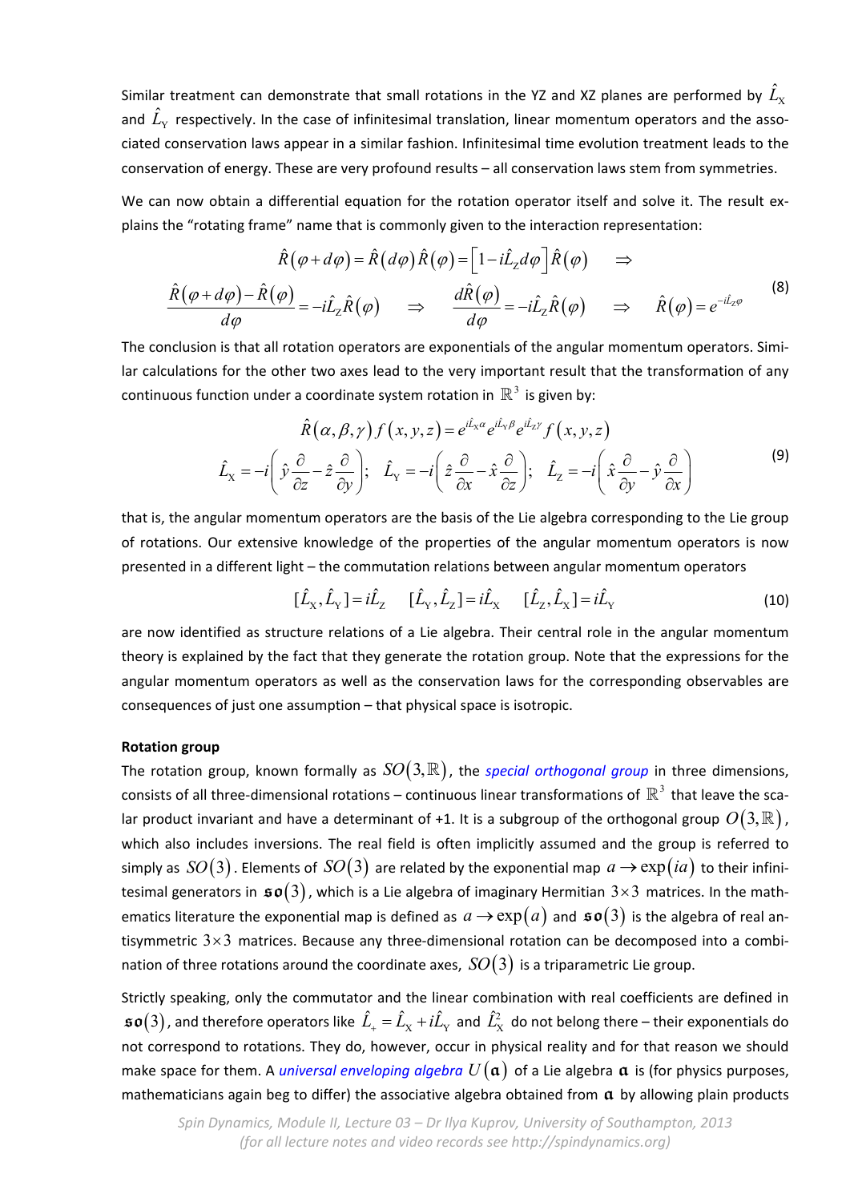Similar treatment can demonstrate that small rotations in the YZ and XZ planes are performed by $\hat{L}_{\mathrm{X}}$ and $\hat{L}_{\mathrm{Y}}$ respectively. In the case of infinitesimal translation, linear momentum operators and the associated conservation laws appear in a similar fashion. Infinitesimal time evolution treatment leads to the conservation of energy. These are very profound results – all conservation laws stem from symmetries.

We can now obtain a differential equation for the rotation operator itself and solve it. The result explains the "rotating frame" name that is commonly given to the interaction representation:

$$
\begin{gathered}
\hat{R}(\varphi+d\varphi)=\hat{R}(d\varphi)\hat{R}(\varphi)=\left[1-i\hat{L}_{\mathrm{Z}}d\varphi\right]\hat{R}(\varphi) \quad \Rightarrow \\
\frac{\hat{R}(\varphi+d\varphi)-\hat{R}(\varphi)}{d\varphi}=-i\hat{L}_{\mathrm{Z}}\hat{R}(\varphi) \quad \Rightarrow \quad \frac{d\hat{R}(\varphi)}{d\varphi}=-i\hat{L}_{\mathrm{Z}}\hat{R}(\varphi) \quad \Rightarrow \quad \hat{R}(\varphi)=e^{-i\hat{L}_{\mathrm{Z}}\varphi}
\end{gathered} \tag{8}
$$

The conclusion is that all rotation operators are exponentials of the angular momentum operators. Similar calculations for the other two axes lead to the very important result that the transformation of any continuous function under a coordinate system rotation in $\mathbb{R}^3$ is given by:

$$
\begin{gathered}
\hat{R}(\alpha,\beta,\gamma)f(x,y,z)=e^{i\hat{L}_{\mathrm{X}}\alpha}e^{i\hat{L}_{\mathrm{Y}}\beta}e^{i\hat{L}_{\mathrm{Z}}\gamma}f(x,y,z) \\
\hat{L}_{\mathrm{X}}=-i\left(\hat{y}\frac{\partial}{\partial z}-\hat{z}\frac{\partial}{\partial y}\right); \quad \hat{L}_{\mathrm{Y}}=-i\left(\hat{z}\frac{\partial}{\partial x}-\hat{x}\frac{\partial}{\partial z}\right); \quad \hat{L}_{\mathrm{Z}}=-i\left(\hat{x}\frac{\partial}{\partial y}-\hat{y}\frac{\partial}{\partial x}\right)
\end{gathered} \tag{9}
$$

that is, the angular momentum operators are the basis of the Lie algebra corresponding to the Lie group of rotations. Our extensive knowledge of the properties of the angular momentum operators is now presented in a different light – the commutation relations between angular momentum operators

$$
[\hat{L}_{\mathrm{X}},\hat{L}_{\mathrm{Y}}]=i\hat{L}_{\mathrm{Z}} \qquad [\hat{L}_{\mathrm{Y}},\hat{L}_{\mathrm{Z}}]=i\hat{L}_{\mathrm{X}} \qquad [\hat{L}_{\mathrm{Z}},\hat{L}_{\mathrm{X}}]=i\hat{L}_{\mathrm{Y}} \tag{10}
$$

are now identified as structure relations of a Lie algebra. Their central role in the angular momentum theory is explained by the fact that they generate the rotation group. Note that the expressions for the angular momentum operators as well as the conservation laws for the corresponding observables are consequences of just one assumption – that physical space is isotropic.

**Rotation group**

The rotation group, known formally as $SO(3,\mathbb{R})$, the *special orthogonal group* in three dimensions, consists of all three-dimensional rotations – continuous linear transformations of $\mathbb{R}^3$ that leave the scalar product invariant and have a determinant of +1. It is a subgroup of the orthogonal group $O(3,\mathbb{R})$, which also includes inversions. The real field is often implicitly assumed and the group is referred to simply as $SO(3)$. Elements of $SO(3)$ are related by the exponential map $a \to \exp(ia)$ to their infinitesimal generators in $\mathfrak{so}(3)$, which is a Lie algebra of imaginary Hermitian $3\times 3$ matrices. In the mathematics literature the exponential map is defined as $a \to \exp(a)$ and $\mathfrak{so}(3)$ is the algebra of real antisymmetric $3\times 3$ matrices. Because any three-dimensional rotation can be decomposed into a combination of three rotations around the coordinate axes, $SO(3)$ is a triparametric Lie group.

Strictly speaking, only the commutator and the linear combination with real coefficients are defined in $\mathfrak{so}(3)$, and therefore operators like $\hat{L}_{+}=\hat{L}_{\mathrm{X}}+i\hat{L}_{\mathrm{Y}}$ and $\hat{L}_{\mathrm{X}}^2$ do not belong there – their exponentials do not correspond to rotations. They do, however, occur in physical reality and for that reason we should make space for them. A *universal enveloping algebra* $U(\mathfrak{a})$ of a Lie algebra $\mathfrak{a}$ is (for physics purposes, mathematicians again beg to differ) the associative algebra obtained from $\mathfrak{a}$ by allowing plain products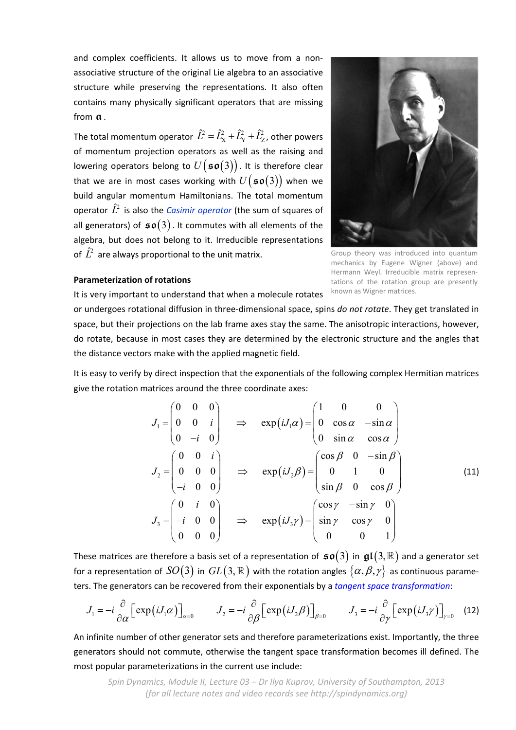and complex coefficients. It allows us to move from a non-associative structure of the original Lie algebra to an associative structure while preserving the representations. It also often contains many physically significant operators that are missing from $\mathfrak{a}$.

The total momentum operator $\hat{L}^2 = \hat{L}_X^2 + \hat{L}_Y^2 + \hat{L}_Z^2$, other powers of momentum projection operators as well as the raising and lowering operators belong to $U(\mathfrak{so}(3))$. It is therefore clear that we are in most cases working with $U(\mathfrak{so}(3))$ when we build angular momentum Hamiltonians. The total momentum operator $\hat{L}^2$ is also the *Casimir operator* (the sum of squares of all generators) of $\mathfrak{so}(3)$. It commutes with all elements of the algebra, but does not belong to it. Irreducible representations of $\hat{L}^2$ are always proportional to the unit matrix.

Group theory was introduced into quantum mechanics by Eugene Wigner (above) and Hermann Weyl. Irreducible matrix representations of the rotation group are presently known as Wigner matrices.

**Parameterization of rotations**

It is very important to understand that when a molecule rotates or undergoes rotational diffusion in three-dimensional space, spins *do not rotate*. They get translated in space, but their projections on the lab frame axes stay the same. The anisotropic interactions, however, do rotate, because in most cases they are determined by the electronic structure and the angles that the distance vectors make with the applied magnetic field.

It is easy to verify by direct inspection that the exponentials of the following complex Hermitian matrices give the rotation matrices around the three coordinate axes:

$$
\begin{aligned}
J_1 &= \begin{pmatrix} 0 & 0 & 0 \\ 0 & 0 & i \\ 0 & -i & 0 \end{pmatrix} \quad \Rightarrow \quad \exp(iJ_1\alpha) = \begin{pmatrix} 1 & 0 & 0 \\ 0 & \cos\alpha & -\sin\alpha \\ 0 & \sin\alpha & \cos\alpha \end{pmatrix} \\
J_2 &= \begin{pmatrix} 0 & 0 & i \\ 0 & 0 & 0 \\ -i & 0 & 0 \end{pmatrix} \quad \Rightarrow \quad \exp(iJ_2\beta) = \begin{pmatrix} \cos\beta & 0 & -\sin\beta \\ 0 & 1 & 0 \\ \sin\beta & 0 & \cos\beta \end{pmatrix} \\
J_3 &= \begin{pmatrix} 0 & i & 0 \\ -i & 0 & 0 \\ 0 & 0 & 0 \end{pmatrix} \quad \Rightarrow \quad \exp(iJ_3\gamma) = \begin{pmatrix} \cos\gamma & -\sin\gamma & 0 \\ \sin\gamma & \cos\gamma & 0 \\ 0 & 0 & 1 \end{pmatrix}
\end{aligned}
\tag{11}
$$

These matrices are therefore a basis set of a representation of $\mathfrak{so}(3)$ in $\mathfrak{gl}(3,\mathbb{R})$ and a generator set for a representation of $SO(3)$ in $GL(3,\mathbb{R})$ with the rotation angles $\{\alpha,\beta,\gamma\}$ as continuous parameters. The generators can be recovered from their exponentials by a *tangent space transformation*:

$$
J_1 = -i\frac{\partial}{\partial\alpha}\left[\exp(iJ_1\alpha)\right]_{\alpha=0} \qquad J_2 = -i\frac{\partial}{\partial\beta}\left[\exp(iJ_2\beta)\right]_{\beta=0} \qquad J_3 = -i\frac{\partial}{\partial\gamma}\left[\exp(iJ_3\gamma)\right]_{\gamma=0} \tag{12}
$$

An infinite number of other generator sets and therefore parameterizations exist. Importantly, the three generators should not commute, otherwise the tangent space transformation becomes ill defined. The most popular parameterizations in the current use include: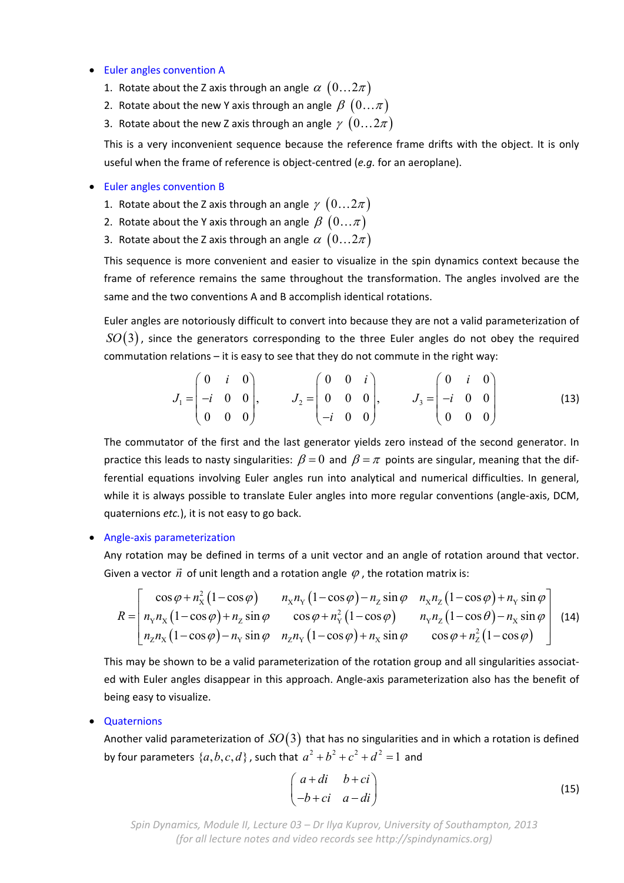- Euler angles convention A
  1. Rotate about the Z axis through an angle $\alpha$ $(0\ldots 2\pi)$
  2. Rotate about the new Y axis through an angle $\beta$ $(0\ldots \pi)$
  3. Rotate about the new Z axis through an angle $\gamma$ $(0\ldots 2\pi)$

  This is a very inconvenient sequence because the reference frame drifts with the object. It is only useful when the frame of reference is object-centred (*e.g.* for an aeroplane).

- Euler angles convention B
  1. Rotate about the Z axis through an angle $\gamma$ $(0\ldots 2\pi)$
  2. Rotate about the Y axis through an angle $\beta$ $(0\ldots \pi)$
  3. Rotate about the Z axis through an angle $\alpha$ $(0\ldots 2\pi)$

  This sequence is more convenient and easier to visualize in the spin dynamics context because the frame of reference remains the same throughout the transformation. The angles involved are the same and the two conventions A and B accomplish identical rotations.

  Euler angles are notoriously difficult to convert into because they are not a valid parameterization of $SO(3)$, since the generators corresponding to the three Euler angles do not obey the required commutation relations – it is easy to see that they do not commute in the right way:

$$J_1=\begin{pmatrix} 0 & i & 0 \\ -i & 0 & 0 \\ 0 & 0 & 0 \end{pmatrix},\qquad J_2=\begin{pmatrix} 0 & 0 & i \\ 0 & 0 & 0 \\ -i & 0 & 0 \end{pmatrix},\qquad J_3=\begin{pmatrix} 0 & i & 0 \\ -i & 0 & 0 \\ 0 & 0 & 0 \end{pmatrix} \tag{13}$$

  The commutator of the first and the last generator yields zero instead of the second generator. In practice this leads to nasty singularities: $\beta=0$ and $\beta=\pi$ points are singular, meaning that the differential equations involving Euler angles run into analytical and numerical difficulties. In general, while it is always possible to translate Euler angles into more regular conventions (angle-axis, DCM, quaternions *etc.*), it is not easy to go back.

- Angle-axis parameterization

  Any rotation may be defined in terms of a unit vector and an angle of rotation around that vector. Given a vector $\vec{n}$ of unit length and a rotation angle $\varphi$, the rotation matrix is:

$$R=\begin{bmatrix} \cos\varphi+n_X^2\left(1-\cos\varphi\right) & n_X n_Y\left(1-\cos\varphi\right)-n_Z\sin\varphi & n_X n_Z\left(1-\cos\varphi\right)+n_Y\sin\varphi \\ n_Y n_X\left(1-\cos\varphi\right)+n_Z\sin\varphi & \cos\varphi+n_Y^2\left(1-\cos\varphi\right) & n_Y n_Z\left(1-\cos\theta\right)-n_X\sin\varphi \\ n_Z n_X\left(1-\cos\varphi\right)-n_Y\sin\varphi & n_Z n_Y\left(1-\cos\varphi\right)+n_X\sin\varphi & \cos\varphi+n_Z^2\left(1-\cos\varphi\right) \end{bmatrix} \tag{14}$$

  This may be shown to be a valid parameterization of the rotation group and all singularities associated with Euler angles disappear in this approach. Angle-axis parameterization also has the benefit of being easy to visualize.

- Quaternions

  Another valid parameterization of $SO(3)$ that has no singularities and in which a rotation is defined by four parameters $\{a,b,c,d\}$, such that $a^2+b^2+c^2+d^2=1$ and

$$\begin{pmatrix} a+di & b+ci \\ -b+ci & a-di \end{pmatrix} \tag{15}$$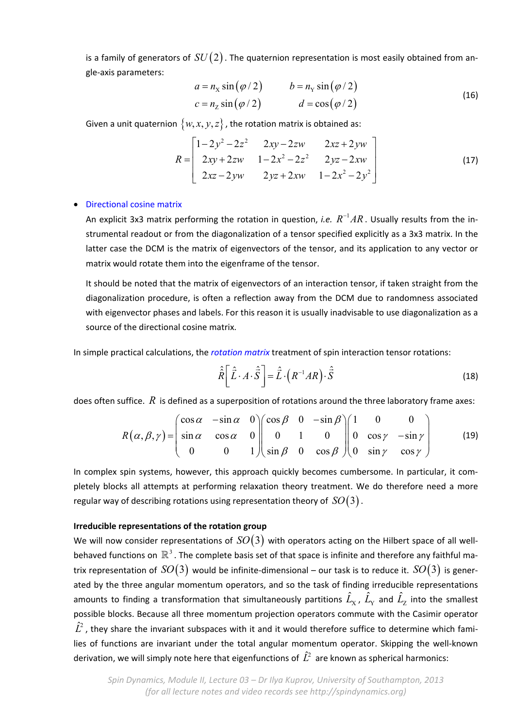is a family of generators of $SU(2)$. The quaternion representation is most easily obtained from angle-axis parameters:

$$
\begin{aligned}
a &= n_X \sin(\varphi/2) \qquad & b &= n_Y \sin(\varphi/2) \\
c &= n_Z \sin(\varphi/2) \qquad & d &= \cos(\varphi/2)
\end{aligned}
\tag{16}
$$

Given a unit quaternion $\{w, x, y, z\}$, the rotation matrix is obtained as:

$$
R = \begin{bmatrix} 1-2y^2-2z^2 & 2xy-2zw & 2xz+2yw \\ 2xy+2zw & 1-2x^2-2z^2 & 2yz-2xw \\ 2xz-2yw & 2yz+2xw & 1-2x^2-2y^2 \end{bmatrix}
\tag{17}
$$

- Directional cosine matrix

  An explicit 3x3 matrix performing the rotation in question, *i.e.* $R^{-1}AR$. Usually results from the instrumental readout or from the diagonalization of a tensor specified explicitly as a 3x3 matrix. In the latter case the DCM is the matrix of eigenvectors of the tensor, and its application to any vector or matrix would rotate them into the eigenframe of the tensor.

  It should be noted that the matrix of eigenvectors of an interaction tensor, if taken straight from the diagonalization procedure, is often a reflection away from the DCM due to randomness associated with eigenvector phases and labels. For this reason it is usually inadvisable to use diagonalization as a source of the directional cosine matrix.

In simple practical calculations, the *rotation matrix* treatment of spin interaction tensor rotations:

$$
\hat{\hat{R}}\left[\hat{\vec{L}} \cdot A \cdot \hat{\vec{S}}\right] = \hat{\vec{L}} \cdot \left(R^{-1}AR\right) \cdot \hat{\vec{S}}
\tag{18}
$$

does often suffice. $R$ is defined as a superposition of rotations around the three laboratory frame axes:

$$
R(\alpha,\beta,\gamma) = \begin{pmatrix} \cos\alpha & -\sin\alpha & 0 \\ \sin\alpha & \cos\alpha & 0 \\ 0 & 0 & 1 \end{pmatrix} \begin{pmatrix} \cos\beta & 0 & -\sin\beta \\ 0 & 1 & 0 \\ \sin\beta & 0 & \cos\beta \end{pmatrix} \begin{pmatrix} 1 & 0 & 0 \\ 0 & \cos\gamma & -\sin\gamma \\ 0 & \sin\gamma & \cos\gamma \end{pmatrix}
\tag{19}
$$

In complex spin systems, however, this approach quickly becomes cumbersome. In particular, it completely blocks all attempts at performing relaxation theory treatment. We do therefore need a more regular way of describing rotations using representation theory of $SO(3)$.

**Irreducible representations of the rotation group**

We will now consider representations of $SO(3)$ with operators acting on the Hilbert space of all well-behaved functions on $\mathbb{R}^3$. The complete basis set of that space is infinite and therefore any faithful matrix representation of $SO(3)$ would be infinite-dimensional – our task is to reduce it. $SO(3)$ is generated by the three angular momentum operators, and so the task of finding irreducible representations amounts to finding a transformation that simultaneously partitions $\hat{L}_X$, $\hat{L}_Y$ and $\hat{L}_Z$ into the smallest possible blocks. Because all three momentum projection operators commute with the Casimir operator $\hat{L}^2$, they share the invariant subspaces with it and it would therefore suffice to determine which families of functions are invariant under the total angular momentum operator. Skipping the well-known derivation, we will simply note here that eigenfunctions of $\hat{L}^2$ are known as spherical harmonics: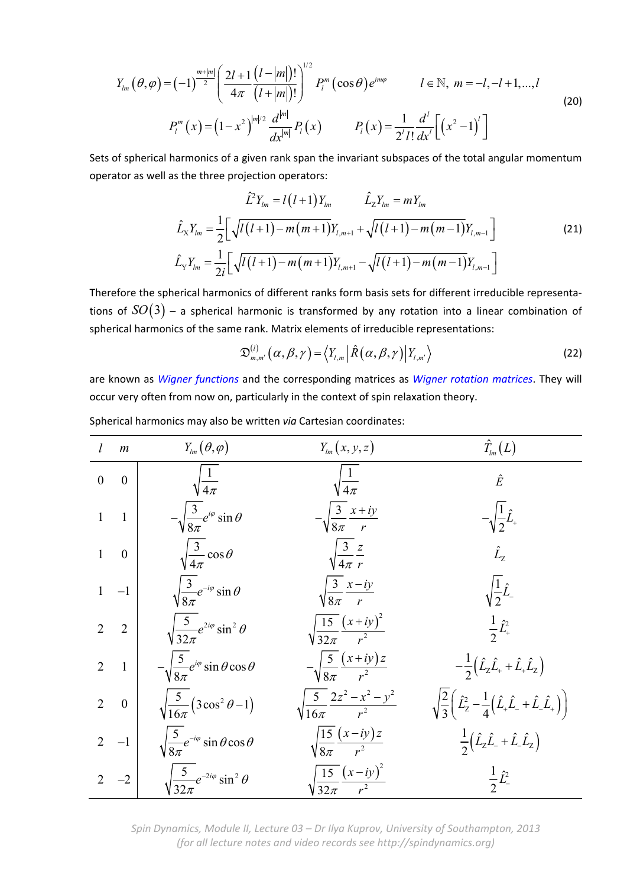$$Y_{lm}(\theta,\varphi) = (-1)^{\frac{m+|m|}{2}} \left( \frac{2l+1}{4\pi} \frac{(l-|m|)!}{(l+|m|)!} \right)^{1/2} P_l^m(\cos\theta)\, e^{im\varphi} \qquad l \in \mathbb{N},\ m = -l, -l+1, ..., l$$

$$P_l^m(x) = \left(1-x^2\right)^{|m|/2} \frac{d^{|m|}}{dx^{|m|}} P_l(x) \qquad P_l(x) = \frac{1}{2^l l!} \frac{d^l}{dx^l}\left[\left(x^2-1\right)^l\right] \tag{20}$$

Sets of spherical harmonics of a given rank span the invariant subspaces of the total angular momentum operator as well as the three projection operators:

$$\hat{L}^2 Y_{lm} = l(l+1) Y_{lm} \qquad \hat{L}_Z Y_{lm} = m Y_{lm}$$

$$\hat{L}_X Y_{lm} = \frac{1}{2}\left[ \sqrt{l(l+1) - m(m+1)}\, Y_{l,m+1} + \sqrt{l(l+1) - m(m-1)}\, Y_{l,m-1} \right] \tag{21}$$

$$\hat{L}_Y Y_{lm} = \frac{1}{2i}\left[ \sqrt{l(l+1) - m(m+1)}\, Y_{l,m+1} - \sqrt{l(l+1) - m(m-1)}\, Y_{l,m-1} \right]$$

Therefore the spherical harmonics of different ranks form basis sets for different irreducible representations of $SO(3)$ – a spherical harmonic is transformed by any rotation into a linear combination of spherical harmonics of the same rank. Matrix elements of irreducible representations:

$$\mathfrak{D}^{(l)}_{m,m'}(\alpha,\beta,\gamma) = \left\langle Y_{l,m} \middle| \hat{R}(\alpha,\beta,\gamma) \middle| Y_{l,m'} \right\rangle \tag{22}$$

are known as *Wigner functions* and the corresponding matrices as *Wigner rotation matrices*. They will occur very often from now on, particularly in the context of spin relaxation theory.

Spherical harmonics may also be written *via* Cartesian coordinates:

| $l$ | $m$ | $Y_{lm}(\theta,\varphi)$ | $Y_{lm}(x,y,z)$ | $\hat{T}_{lm}(L)$ |
|---|---|---|---|---|
| 0 | 0 | $\sqrt{\frac{1}{4\pi}}$ | $\sqrt{\frac{1}{4\pi}}$ | $\hat{E}$ |
| 1 | 1 | $-\sqrt{\frac{3}{8\pi}} e^{i\varphi} \sin\theta$ | $-\sqrt{\frac{3}{8\pi}} \frac{x+iy}{r}$ | $-\sqrt{\frac{1}{2}} \hat{L}_+$ |
| 1 | 0 | $\sqrt{\frac{3}{4\pi}} \cos\theta$ | $\sqrt{\frac{3}{4\pi}} \frac{z}{r}$ | $\hat{L}_Z$ |
| 1 | $-1$ | $\sqrt{\frac{3}{8\pi}} e^{-i\varphi} \sin\theta$ | $\sqrt{\frac{3}{8\pi}} \frac{x-iy}{r}$ | $\sqrt{\frac{1}{2}} \hat{L}_-$ |
| 2 | 2 | $\sqrt{\frac{5}{32\pi}} e^{2i\varphi} \sin^2\theta$ | $\sqrt{\frac{15}{32\pi}} \frac{(x+iy)^2}{r^2}$ | $\frac{1}{2} \hat{L}_+^2$ |
| 2 | 1 | $-\sqrt{\frac{5}{8\pi}} e^{i\varphi} \sin\theta \cos\theta$ | $-\sqrt{\frac{5}{8\pi}} \frac{(x+iy)z}{r^2}$ | $-\frac{1}{2}\left( \hat{L}_Z \hat{L}_+ + \hat{L}_+ \hat{L}_Z \right)$ |
| 2 | 0 | $\sqrt{\frac{5}{16\pi}} \left(3\cos^2\theta - 1\right)$ | $\sqrt{\frac{5}{16\pi}} \frac{2z^2 - x^2 - y^2}{r^2}$ | $\sqrt{\frac{2}{3}}\left( \hat{L}_Z^2 - \frac{1}{4}\left( \hat{L}_+ \hat{L}_- + \hat{L}_- \hat{L}_+ \right) \right)$ |
| 2 | $-1$ | $\sqrt{\frac{5}{8\pi}} e^{-i\varphi} \sin\theta \cos\theta$ | $\sqrt{\frac{15}{8\pi}} \frac{(x-iy)z}{r^2}$ | $\frac{1}{2}\left( \hat{L}_Z \hat{L}_- + \hat{L}_- \hat{L}_Z \right)$ |
| 2 | $-2$ | $\sqrt{\frac{5}{32\pi}} e^{-2i\varphi} \sin^2\theta$ | $\sqrt{\frac{15}{32\pi}} \frac{(x-iy)^2}{r^2}$ | $\frac{1}{2} \hat{L}_-^2$ |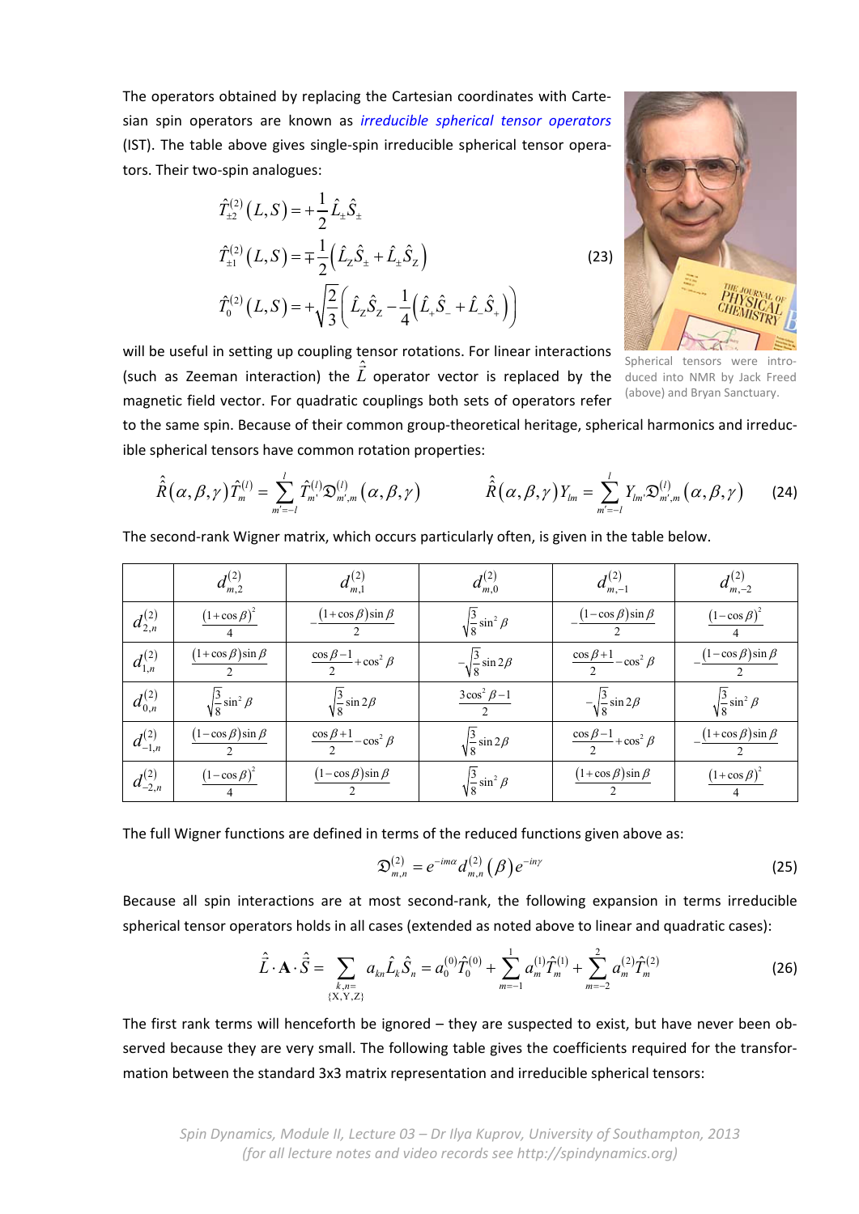The operators obtained by replacing the Cartesian coordinates with Cartesian spin operators are known as *irreducible spherical tensor operators* (IST). The table above gives single-spin irreducible spherical tensor operators. Their two-spin analogues:

$$
\begin{aligned}
\hat{T}^{(2)}_{\pm 2}(L,S) &= +\frac{1}{2}\hat{L}_{\pm}\hat{S}_{\pm} \\
\hat{T}^{(2)}_{\pm 1}(L,S) &= \mp\frac{1}{2}\left(\hat{L}_{Z}\hat{S}_{\pm}+\hat{L}_{\pm}\hat{S}_{Z}\right) \\
\hat{T}^{(2)}_{0}(L,S) &= +\sqrt{\frac{2}{3}}\left(\hat{L}_{Z}\hat{S}_{Z}-\frac{1}{4}\left(\hat{L}_{+}\hat{S}_{-}+\hat{L}_{-}\hat{S}_{+}\right)\right)
\end{aligned}
\tag{23}
$$

will be useful in setting up coupling tensor rotations. For linear interactions (such as Zeeman interaction) the $\hat{\vec{L}}$ operator vector is replaced by the magnetic field vector. For quadratic couplings both sets of operators refer to the same spin. Because of their common group-theoretical heritage, spherical harmonics and irreducible spherical tensors have common rotation properties:

Spherical tensors were introduced into NMR by Jack Freed (above) and Bryan Sanctuary.

$$
\hat{\hat{R}}(\alpha,\beta,\gamma)\hat{T}^{(l)}_{m} = \sum_{m'=-l}^{l}\hat{T}^{(l)}_{m'}\mathfrak{D}^{(l)}_{m',m}(\alpha,\beta,\gamma) \qquad \hat{\hat{R}}(\alpha,\beta,\gamma)Y_{lm} = \sum_{m'=-l}^{l}Y_{lm'}\mathfrak{D}^{(l)}_{m',m}(\alpha,\beta,\gamma) \tag{24}
$$

The second-rank Wigner matrix, which occurs particularly often, is given in the table below.

| | $d^{(2)}_{m,2}$ | $d^{(2)}_{m,1}$ | $d^{(2)}_{m,0}$ | $d^{(2)}_{m,-1}$ | $d^{(2)}_{m,-2}$ |
|---|---|---|---|---|---|
| $d^{(2)}_{2,n}$ | $\frac{(1+\cos\beta)^2}{4}$ | $-\frac{(1+\cos\beta)\sin\beta}{2}$ | $\sqrt{\frac{3}{8}}\sin^2\beta$ | $-\frac{(1-\cos\beta)\sin\beta}{2}$ | $\frac{(1-\cos\beta)^2}{4}$ |
| $d^{(2)}_{1,n}$ | $\frac{(1+\cos\beta)\sin\beta}{2}$ | $\frac{\cos\beta-1}{2}+\cos^2\beta$ | $-\sqrt{\frac{3}{8}}\sin 2\beta$ | $\frac{\cos\beta+1}{2}-\cos^2\beta$ | $-\frac{(1-\cos\beta)\sin\beta}{2}$ |
| $d^{(2)}_{0,n}$ | $\sqrt{\frac{3}{8}}\sin^2\beta$ | $\sqrt{\frac{3}{8}}\sin 2\beta$ | $\frac{3\cos^2\beta-1}{2}$ | $-\sqrt{\frac{3}{8}}\sin 2\beta$ | $\sqrt{\frac{3}{8}}\sin^2\beta$ |
| $d^{(2)}_{-1,n}$ | $\frac{(1-\cos\beta)\sin\beta}{2}$ | $\frac{\cos\beta+1}{2}-\cos^2\beta$ | $\sqrt{\frac{3}{8}}\sin 2\beta$ | $\frac{\cos\beta-1}{2}+\cos^2\beta$ | $-\frac{(1+\cos\beta)\sin\beta}{2}$ |
| $d^{(2)}_{-2,n}$ | $\frac{(1-\cos\beta)^2}{4}$ | $\frac{(1-\cos\beta)\sin\beta}{2}$ | $\sqrt{\frac{3}{8}}\sin^2\beta$ | $\frac{(1+\cos\beta)\sin\beta}{2}$ | $\frac{(1+\cos\beta)^2}{4}$ |

The full Wigner functions are defined in terms of the reduced functions given above as:

$$
\mathfrak{D}^{(2)}_{m,n} = e^{-im\alpha}d^{(2)}_{m,n}(\beta)e^{-in\gamma} \tag{25}
$$

Because all spin interactions are at most second-rank, the following expansion in terms irreducible spherical tensor operators holds in all cases (extended as noted above to linear and quadratic cases):

$$
\hat{\vec{L}}\cdot\mathbf{A}\cdot\hat{\vec{S}} = \sum_{\substack{k,n=\\ \{X,Y,Z\}}} a_{kn}\hat{L}_{k}\hat{S}_{n} = a^{(0)}_{0}\hat{T}^{(0)}_{0} + \sum_{m=-1}^{1}a^{(1)}_{m}\hat{T}^{(1)}_{m} + \sum_{m=-2}^{2}a^{(2)}_{m}\hat{T}^{(2)}_{m} \tag{26}
$$

The first rank terms will henceforth be ignored – they are suspected to exist, but have never been observed because they are very small. The following table gives the coefficients required for the transformation between the standard 3x3 matrix representation and irreducible spherical tensors: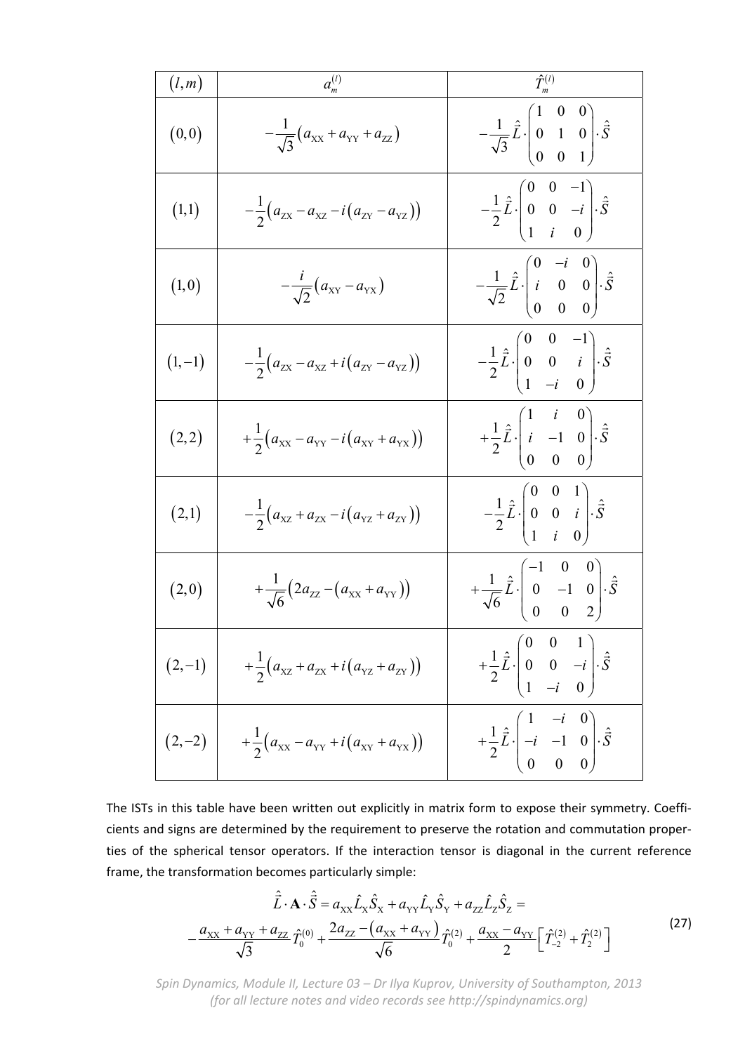| $(l,m)$ | $a_m^{(l)}$ | $\hat{T}_m^{(l)}$ |
|---|---|---|
| $(0,0)$ | $-\frac{1}{\sqrt{3}}\left(a_{\mathrm{XX}}+a_{\mathrm{YY}}+a_{\mathrm{ZZ}}\right)$ | $-\frac{1}{\sqrt{3}}\hat{\vec{L}}\cdot\begin{pmatrix}1&0&0\\0&1&0\\0&0&1\end{pmatrix}\cdot\hat{\vec{S}}$ |
| $(1,1)$ | $-\frac{1}{2}\left(a_{\mathrm{ZX}}-a_{\mathrm{XZ}}-i\left(a_{\mathrm{ZY}}-a_{\mathrm{YZ}}\right)\right)$ | $-\frac{1}{2}\hat{\vec{L}}\cdot\begin{pmatrix}0&0&-1\\0&0&-i\\1&i&0\end{pmatrix}\cdot\hat{\vec{S}}$ |
| $(1,0)$ | $-\frac{i}{\sqrt{2}}\left(a_{\mathrm{XY}}-a_{\mathrm{YX}}\right)$ | $-\frac{1}{\sqrt{2}}\hat{\vec{L}}\cdot\begin{pmatrix}0&-i&0\\i&0&0\\0&0&0\end{pmatrix}\cdot\hat{\vec{S}}$ |
| $(1,-1)$ | $-\frac{1}{2}\left(a_{\mathrm{ZX}}-a_{\mathrm{XZ}}+i\left(a_{\mathrm{ZY}}-a_{\mathrm{YZ}}\right)\right)$ | $-\frac{1}{2}\hat{\vec{L}}\cdot\begin{pmatrix}0&0&-1\\0&0&i\\1&-i&0\end{pmatrix}\cdot\hat{\vec{S}}$ |
| $(2,2)$ | $+\frac{1}{2}\left(a_{\mathrm{XX}}-a_{\mathrm{YY}}-i\left(a_{\mathrm{XY}}+a_{\mathrm{YX}}\right)\right)$ | $+\frac{1}{2}\hat{\vec{L}}\cdot\begin{pmatrix}1&i&0\\i&-1&0\\0&0&0\end{pmatrix}\cdot\hat{\vec{S}}$ |
| $(2,1)$ | $-\frac{1}{2}\left(a_{\mathrm{XZ}}+a_{\mathrm{ZX}}-i\left(a_{\mathrm{YZ}}+a_{\mathrm{ZY}}\right)\right)$ | $-\frac{1}{2}\hat{\vec{L}}\cdot\begin{pmatrix}0&0&1\\0&0&i\\1&i&0\end{pmatrix}\cdot\hat{\vec{S}}$ |
| $(2,0)$ | $+\frac{1}{\sqrt{6}}\left(2a_{\mathrm{ZZ}}-\left(a_{\mathrm{XX}}+a_{\mathrm{YY}}\right)\right)$ | $+\frac{1}{\sqrt{6}}\hat{\vec{L}}\cdot\begin{pmatrix}-1&0&0\\0&-1&0\\0&0&2\end{pmatrix}\cdot\hat{\vec{S}}$ |
| $(2,-1)$ | $+\frac{1}{2}\left(a_{\mathrm{XZ}}+a_{\mathrm{ZX}}+i\left(a_{\mathrm{YZ}}+a_{\mathrm{ZY}}\right)\right)$ | $+\frac{1}{2}\hat{\vec{L}}\cdot\begin{pmatrix}0&0&1\\0&0&-i\\1&-i&0\end{pmatrix}\cdot\hat{\vec{S}}$ |
| $(2,-2)$ | $+\frac{1}{2}\left(a_{\mathrm{XX}}-a_{\mathrm{YY}}+i\left(a_{\mathrm{XY}}+a_{\mathrm{YX}}\right)\right)$ | $+\frac{1}{2}\hat{\vec{L}}\cdot\begin{pmatrix}1&-i&0\\-i&-1&0\\0&0&0\end{pmatrix}\cdot\hat{\vec{S}}$ |

The ISTs in this table have been written out explicitly in matrix form to expose their symmetry. Coefficients and signs are determined by the requirement to preserve the rotation and commutation properties of the spherical tensor operators. If the interaction tensor is diagonal in the current reference frame, the transformation becomes particularly simple:

$$
\begin{gathered}
\hat{\vec{L}}\cdot\mathbf{A}\cdot\hat{\vec{S}}=a_{\mathrm{XX}}\hat{L}_{\mathrm{X}}\hat{S}_{\mathrm{X}}+a_{\mathrm{YY}}\hat{L}_{\mathrm{Y}}\hat{S}_{\mathrm{Y}}+a_{\mathrm{ZZ}}\hat{L}_{\mathrm{Z}}\hat{S}_{\mathrm{Z}}= \\
-\frac{a_{\mathrm{XX}}+a_{\mathrm{YY}}+a_{\mathrm{ZZ}}}{\sqrt{3}}\hat{T}_0^{(0)}+\frac{2a_{\mathrm{ZZ}}-\left(a_{\mathrm{XX}}+a_{\mathrm{YY}}\right)}{\sqrt{6}}\hat{T}_0^{(2)}+\frac{a_{\mathrm{XX}}-a_{\mathrm{YY}}}{2}\left[\hat{T}_{-2}^{(2)}+\hat{T}_2^{(2)}\right]
\end{gathered}
\tag{27}
$$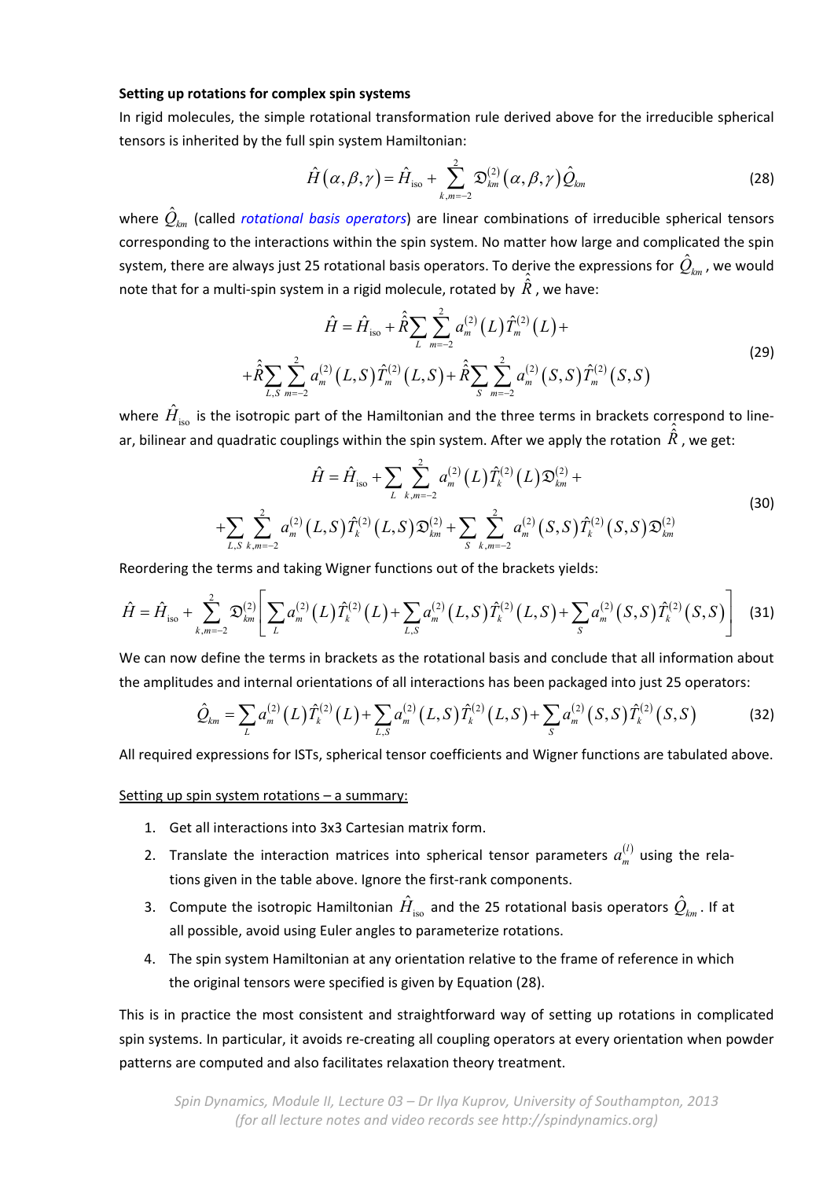**Setting up rotations for complex spin systems**

In rigid molecules, the simple rotational transformation rule derived above for the irreducible spherical tensors is inherited by the full spin system Hamiltonian:

$$\hat{H}(\alpha,\beta,\gamma)=\hat{H}_{\text{iso}}+\sum_{k,m=-2}^{2}\mathfrak{D}_{km}^{(2)}(\alpha,\beta,\gamma)\hat{Q}_{km} \tag{28}$$

where $\hat{Q}_{km}$ (called *rotational basis operators*) are linear combinations of irreducible spherical tensors corresponding to the interactions within the spin system. No matter how large and complicated the spin system, there are always just 25 rotational basis operators. To derive the expressions for $\hat{Q}_{km}$, we would note that for a multi-spin system in a rigid molecule, rotated by $\hat{\hat{R}}$, we have:

$$\begin{gathered}\hat{H}=\hat{H}_{\text{iso}}+\hat{\hat{R}}\sum_{L}\sum_{m=-2}^{2}a_{m}^{(2)}(L)\hat{T}_{m}^{(2)}(L)+\\+\hat{\hat{R}}\sum_{L,S}\sum_{m=-2}^{2}a_{m}^{(2)}(L,S)\hat{T}_{m}^{(2)}(L,S)+\hat{\hat{R}}\sum_{S}\sum_{m=-2}^{2}a_{m}^{(2)}(S,S)\hat{T}_{m}^{(2)}(S,S)\end{gathered} \tag{29}$$

where $\hat{H}_{\text{iso}}$ is the isotropic part of the Hamiltonian and the three terms in brackets correspond to linear, bilinear and quadratic couplings within the spin system. After we apply the rotation $\hat{\hat{R}}$, we get:

$$\begin{gathered}\hat{H}=\hat{H}_{\text{iso}}+\sum_{L}\sum_{k,m=-2}^{2}a_{m}^{(2)}(L)\hat{T}_{k}^{(2)}(L)\mathfrak{D}_{km}^{(2)}+\\+\sum_{L,S}\sum_{k,m=-2}^{2}a_{m}^{(2)}(L,S)\hat{T}_{k}^{(2)}(L,S)\mathfrak{D}_{km}^{(2)}+\sum_{S}\sum_{k,m=-2}^{2}a_{m}^{(2)}(S,S)\hat{T}_{k}^{(2)}(S,S)\mathfrak{D}_{km}^{(2)}\end{gathered} \tag{30}$$

Reordering the terms and taking Wigner functions out of the brackets yields:

$$\hat{H}=\hat{H}_{\text{iso}}+\sum_{k,m=-2}^{2}\mathfrak{D}_{km}^{(2)}\left[\sum_{L}a_{m}^{(2)}(L)\hat{T}_{k}^{(2)}(L)+\sum_{L,S}a_{m}^{(2)}(L,S)\hat{T}_{k}^{(2)}(L,S)+\sum_{S}a_{m}^{(2)}(S,S)\hat{T}_{k}^{(2)}(S,S)\right] \tag{31}$$

We can now define the terms in brackets as the rotational basis and conclude that all information about the amplitudes and internal orientations of all interactions has been packaged into just 25 operators:

$$\hat{Q}_{km}=\sum_{L}a_{m}^{(2)}(L)\hat{T}_{k}^{(2)}(L)+\sum_{L,S}a_{m}^{(2)}(L,S)\hat{T}_{k}^{(2)}(L,S)+\sum_{S}a_{m}^{(2)}(S,S)\hat{T}_{k}^{(2)}(S,S) \tag{32}$$

All required expressions for ISTs, spherical tensor coefficients and Wigner functions are tabulated above.

Setting up spin system rotations – a summary:

1. Get all interactions into 3x3 Cartesian matrix form.
2. Translate the interaction matrices into spherical tensor parameters $a_{m}^{(l)}$ using the relations given in the table above. Ignore the first-rank components.
3. Compute the isotropic Hamiltonian $\hat{H}_{\text{iso}}$ and the 25 rotational basis operators $\hat{Q}_{km}$. If at all possible, avoid using Euler angles to parameterize rotations.
4. The spin system Hamiltonian at any orientation relative to the frame of reference in which the original tensors were specified is given by Equation (28).

This is in practice the most consistent and straightforward way of setting up rotations in complicated spin systems. In particular, it avoids re-creating all coupling operators at every orientation when powder patterns are computed and also facilitates relaxation theory treatment.